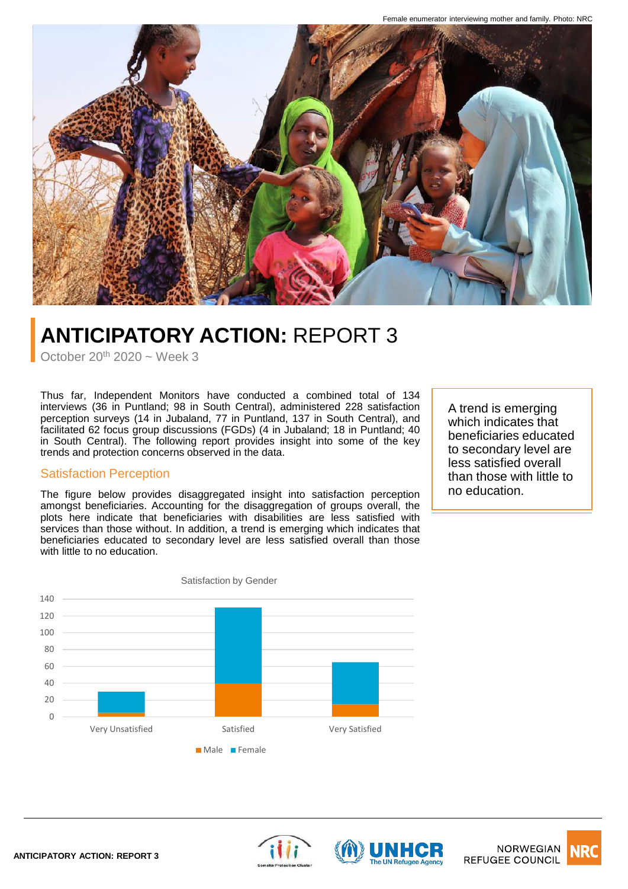Female enumerator interviewing mother and family. Photo: NRC

# **ANTICIPATORY ACTION:** REPORT 3

October 20th 2020 ~ Week 3

Thus far, Independent Monitors have conducted a combined total of 134 interviews (36 in Puntland; 98 in South Central), administered 228 satisfaction perception surveys (14 in Jubaland, 77 in Puntland, 137 in South Central), and facilitated 62 focus group discussions (FGDs) (4 in Jubaland; 18 in Puntland; 40 in South Central). The following report provides insight into some of the key trends and protection concerns observed in the data.

> A trend is emerging which indicates that beneficiaries educated to secondary level are less satisfied overall than those with little to no education.

## Satisfaction Perception

The figure below provides disaggregated insight into satisfaction perception amongst beneficiaries. Accounting for the disaggregation of groups overall, the plots here indicate that beneficiaries with disabilities are less satisfied with services than those without. In addition, a trend is emerging which indicates that beneficiaries educated to secondary level are less satisfied overall than those with little to no education.

Satisfaction by Gender

| | Male | Female | Total |
|---|---|---|---|
| Very Unsatisfied | ~5 | ~25 | ~30 |
| Satisfied | ~40 | ~90 | ~130 |
| Very Satisfied | ~15 | ~50 | ~65 |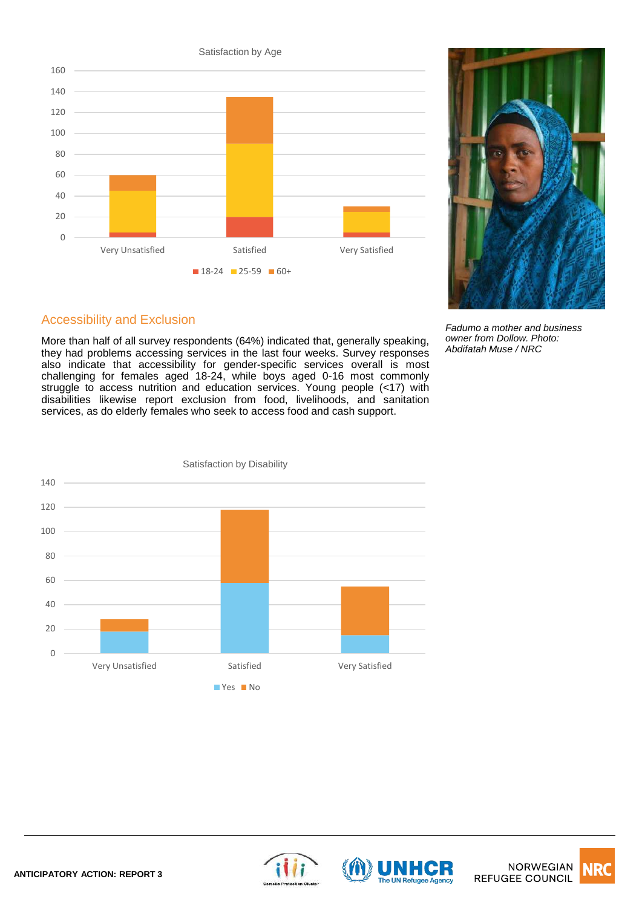Satisfaction by Age

Accessibility and Exclusion

More than half of all survey respondents (64%) indicated that, generally speaking, they had problems accessing services in the last four weeks. Survey responses also indicate that accessibility for gender-specific services overall is most challenging for females aged 18-24, while boys aged 0-16 most commonly struggle to access nutrition and education services. Young people (<17) with disabilities likewise report exclusion from food, livelihoods, and sanitation services, as do elderly females who seek to access food and cash support.

*Fadumo a mother and business owner from Dollow. Photo: Abdifatah Muse / NRC*

Satisfaction by Disability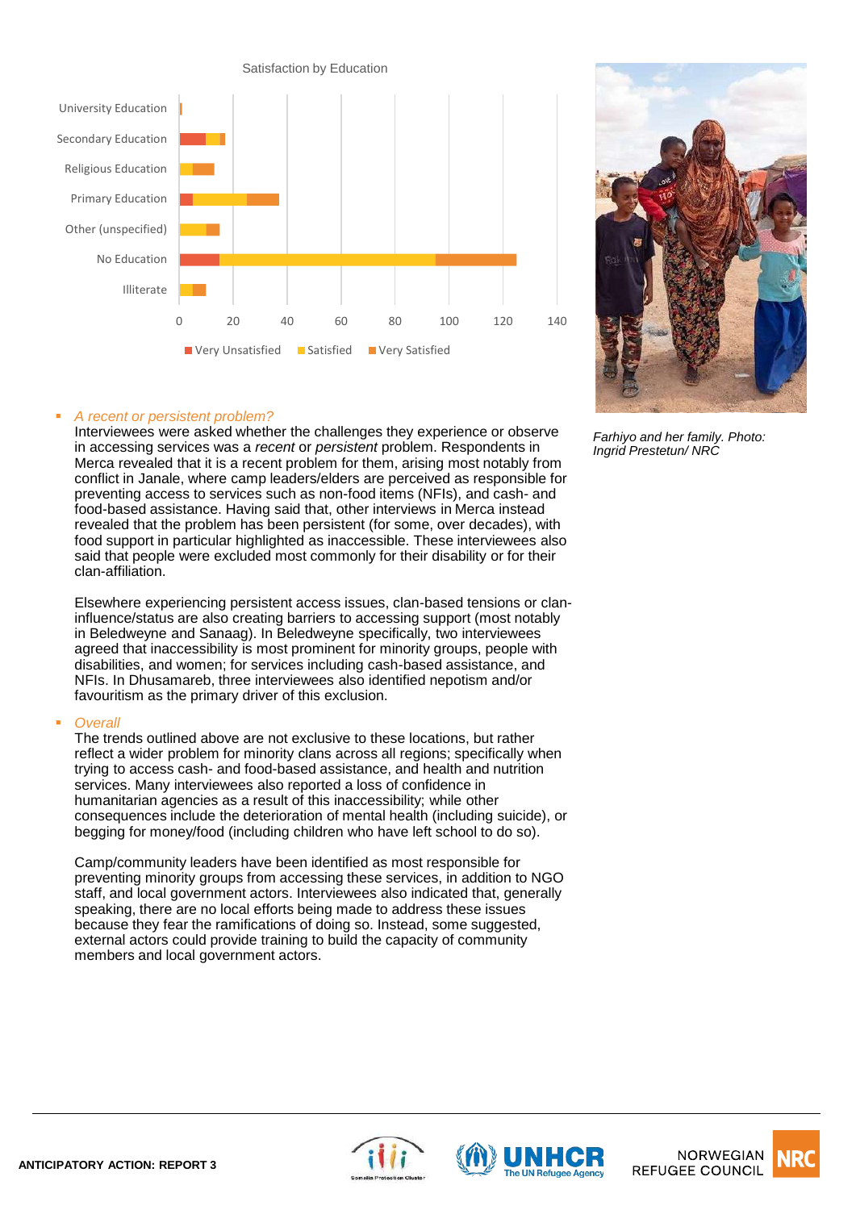Satisfaction by Education

- *A recent or persistent problem?*
  Interviewees were asked whether the challenges they experience or observe in accessing services was a *recent* or *persistent* problem. Respondents in Merca revealed that it is a recent problem for them, arising most notably from conflict in Janale, where camp leaders/elders are perceived as responsible for preventing access to services such as non-food items (NFIs), and cash- and food-based assistance. Having said that, other interviews in Merca instead revealed that the problem has been persistent (for some, over decades), with food support in particular highlighted as inaccessible. These interviewees also said that people were excluded most commonly for their disability or for their clan-affiliation.

  Elsewhere experiencing persistent access issues, clan-based tensions or clan-influence/status are also creating barriers to accessing support (most notably in Beledweyne and Sanaag). In Beledweyne specifically, two interviewees agreed that inaccessibility is most prominent for minority groups, people with disabilities, and women; for services including cash-based assistance, and NFIs. In Dhusamareb, three interviewees also identified nepotism and/or favouritism as the primary driver of this exclusion.

- *Overall*
  The trends outlined above are not exclusive to these locations, but rather reflect a wider problem for minority clans across all regions; specifically when trying to access cash- and food-based assistance, and health and nutrition services. Many interviewees also reported a loss of confidence in humanitarian agencies as a result of this inaccessibility; while other consequences include the deterioration of mental health (including suicide), or begging for money/food (including children who have left school to do so).

  Camp/community leaders have been identified as most responsible for preventing minority groups from accessing these services, in addition to NGO staff, and local government actors. Interviewees also indicated that, generally speaking, there are no local efforts being made to address these issues because they fear the ramifications of doing so. Instead, some suggested, external actors could provide training to build the capacity of community members and local government actors.

*Farhiyo and her family. Photo: Ingrid Prestetun/ NRC*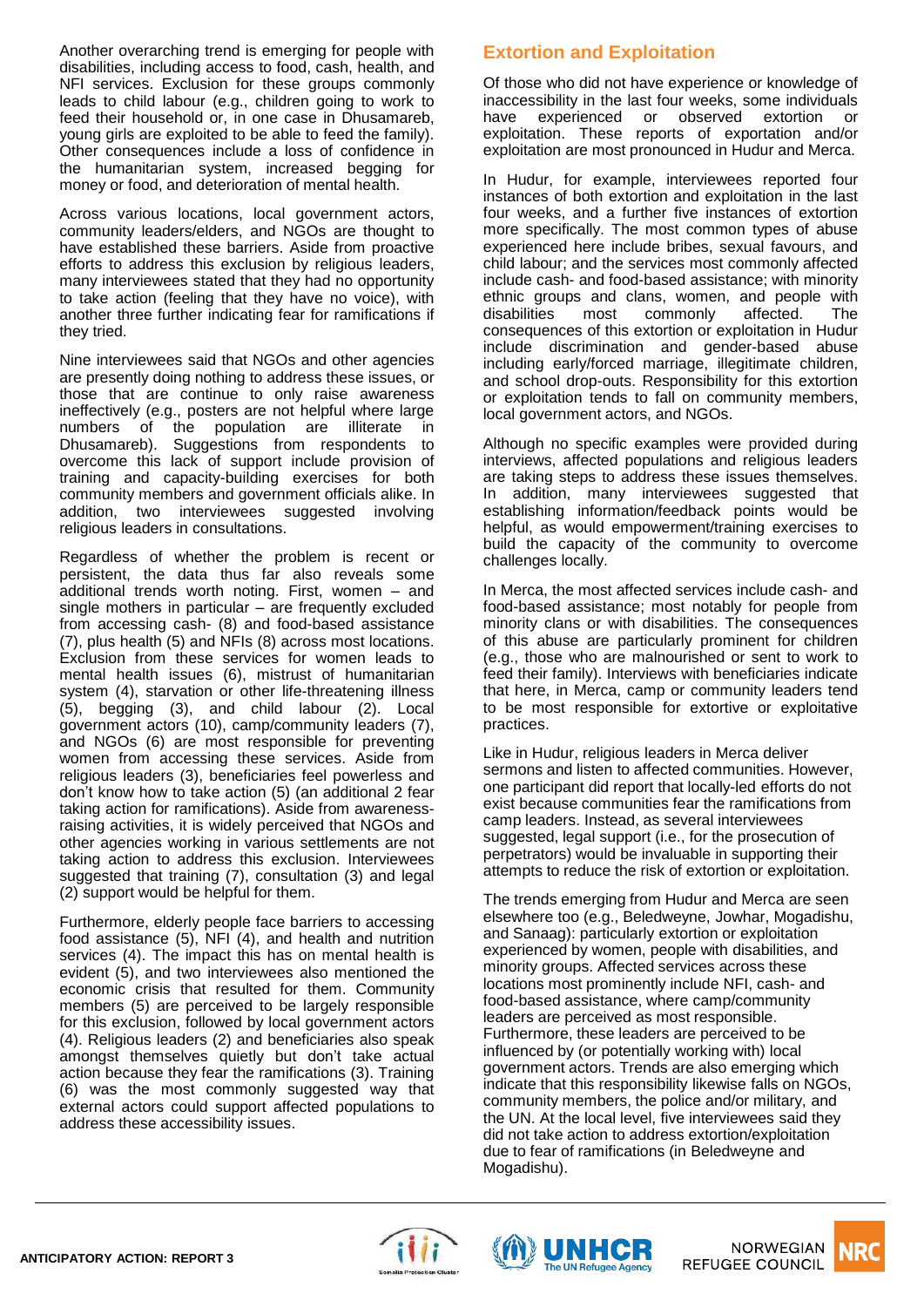Another overarching trend is emerging for people with disabilities, including access to food, cash, health, and NFI services. Exclusion for these groups commonly leads to child labour (e.g., children going to work to feed their household or, in one case in Dhusamareb, young girls are exploited to be able to feed the family). Other consequences include a loss of confidence in the humanitarian system, increased begging for money or food, and deterioration of mental health.

Across various locations, local government actors, community leaders/elders, and NGOs are thought to have established these barriers. Aside from proactive efforts to address this exclusion by religious leaders, many interviewees stated that they had no opportunity to take action (feeling that they have no voice), with another three further indicating fear for ramifications if they tried.

Nine interviewees said that NGOs and other agencies are presently doing nothing to address these issues, or those that are continue to only raise awareness ineffectively (e.g., posters are not helpful where large numbers of the population are illiterate in Dhusamareb). Suggestions from respondents to overcome this lack of support include provision of training and capacity-building exercises for both community members and government officials alike. In addition, two interviewees suggested involving religious leaders in consultations.

Regardless of whether the problem is recent or persistent, the data thus far also reveals some additional trends worth noting. First, women – and single mothers in particular – are frequently excluded from accessing cash- (8) and food-based assistance (7), plus health (5) and NFIs (8) across most locations. Exclusion from these services for women leads to mental health issues (6), mistrust of humanitarian system (4), starvation or other life-threatening illness (5), begging (3), and child labour (2). Local government actors (10), camp/community leaders (7), and NGOs (6) are most responsible for preventing women from accessing these services. Aside from religious leaders (3), beneficiaries feel powerless and don't know how to take action (5) (an additional 2 fear taking action for ramifications). Aside from awareness-raising activities, it is widely perceived that NGOs and other agencies working in various settlements are not taking action to address this exclusion. Interviewees suggested that training (7), consultation (3) and legal (2) support would be helpful for them.

Furthermore, elderly people face barriers to accessing food assistance (5), NFI (4), and health and nutrition services (4). The impact this has on mental health is evident (5), and two interviewees also mentioned the economic crisis that resulted for them. Community members (5) are perceived to be largely responsible for this exclusion, followed by local government actors (4). Religious leaders (2) and beneficiaries also speak amongst themselves quietly but don't take actual action because they fear the ramifications (3). Training (6) was the most commonly suggested way that external actors could support affected populations to address these accessibility issues.

## Extortion and Exploitation

Of those who did not have experience or knowledge of inaccessibility in the last four weeks, some individuals have experienced or observed extortion or exploitation. These reports of exportation and/or exploitation are most pronounced in Hudur and Merca.

In Hudur, for example, interviewees reported four instances of both extortion and exploitation in the last four weeks, and a further five instances of extortion more specifically. The most common types of abuse experienced here include bribes, sexual favours, and child labour; and the services most commonly affected include cash- and food-based assistance; with minority ethnic groups and clans, women, and people with disabilities most commonly affected. The consequences of this extortion or exploitation in Hudur include discrimination and gender-based abuse including early/forced marriage, illegitimate children, and school drop-outs. Responsibility for this extortion or exploitation tends to fall on community members, local government actors, and NGOs.

Although no specific examples were provided during interviews, affected populations and religious leaders are taking steps to address these issues themselves. In addition, many interviewees suggested that establishing information/feedback points would be helpful, as would empowerment/training exercises to build the capacity of the community to overcome challenges locally.

In Merca, the most affected services include cash- and food-based assistance; most notably for people from minority clans or with disabilities. The consequences of this abuse are particularly prominent for children (e.g., those who are malnourished or sent to work to feed their family). Interviews with beneficiaries indicate that here, in Merca, camp or community leaders tend to be most responsible for extortive or exploitative practices.

Like in Hudur, religious leaders in Merca deliver sermons and listen to affected communities. However, one participant did report that locally-led efforts do not exist because communities fear the ramifications from camp leaders. Instead, as several interviewees suggested, legal support (i.e., for the prosecution of perpetrators) would be invaluable in supporting their attempts to reduce the risk of extortion or exploitation.

The trends emerging from Hudur and Merca are seen elsewhere too (e.g., Beledweyne, Jowhar, Mogadishu, and Sanaag): particularly extortion or exploitation experienced by women, people with disabilities, and minority groups. Affected services across these locations most prominently include NFI, cash- and food-based assistance, where camp/community leaders are perceived as most responsible. Furthermore, these leaders are perceived to be influenced by (or potentially working with) local government actors. Trends are also emerging which indicate that this responsibility likewise falls on NGOs, community members, the police and/or military, and the UN. At the local level, five interviewees said they did not take action to address extortion/exploitation due to fear of ramifications (in Beledweyne and Mogadishu).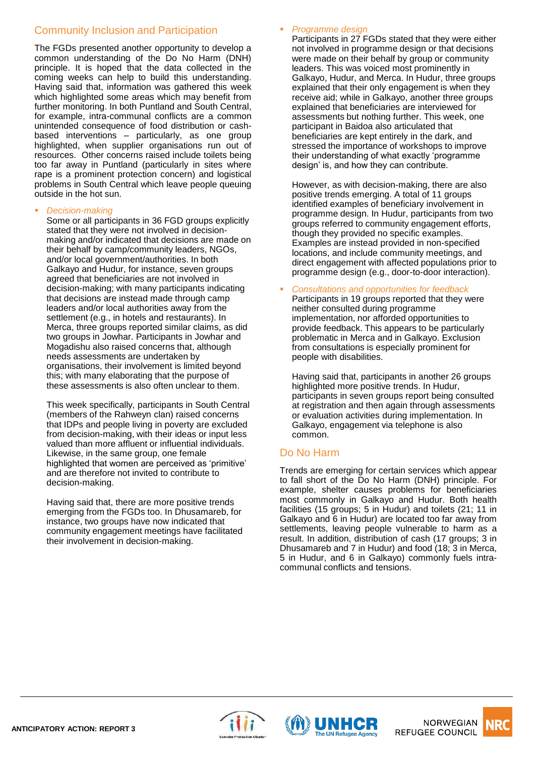## Community Inclusion and Participation

The FGDs presented another opportunity to develop a common understanding of the Do No Harm (DNH) principle. It is hoped that the data collected in the coming weeks can help to build this understanding. Having said that, information was gathered this week which highlighted some areas which may benefit from further monitoring. In both Puntland and South Central, for example, intra-communal conflicts are a common unintended consequence of food distribution or cash-based interventions – particularly, as one group highlighted, when supplier organisations run out of resources. Other concerns raised include toilets being too far away in Puntland (particularly in sites where rape is a prominent protection concern) and logistical problems in South Central which leave people queuing outside in the hot sun.

- *Decision-making*

  Some or all participants in 36 FGD groups explicitly stated that they were not involved in decision-making and/or indicated that decisions are made on their behalf by camp/community leaders, NGOs, and/or local government/authorities. In both Galkayo and Hudur, for instance, seven groups agreed that beneficiaries are not involved in decision-making; with many participants indicating that decisions are instead made through camp leaders and/or local authorities away from the settlement (e.g., in hotels and restaurants). In Merca, three groups reported similar claims, as did two groups in Jowhar. Participants in Jowhar and Mogadishu also raised concerns that, although needs assessments are undertaken by organisations, their involvement is limited beyond this; with many elaborating that the purpose of these assessments is also often unclear to them.

  This week specifically, participants in South Central (members of the Rahweyn clan) raised concerns that IDPs and people living in poverty are excluded from decision-making, with their ideas or input less valued than more affluent or influential individuals. Likewise, in the same group, one female highlighted that women are perceived as 'primitive' and are therefore not invited to contribute to decision-making.

  Having said that, there are more positive trends emerging from the FGDs too. In Dhusamareb, for instance, two groups have now indicated that community engagement meetings have facilitated their involvement in decision-making.

- *Programme design*

  Participants in 27 FGDs stated that they were either not involved in programme design or that decisions were made on their behalf by group or community leaders. This was voiced most prominently in Galkayo, Hudur, and Merca. In Hudur, three groups explained that their only engagement is when they receive aid; while in Galkayo, another three groups explained that beneficiaries are interviewed for assessments but nothing further. This week, one participant in Baidoa also articulated that beneficiaries are kept entirely in the dark, and stressed the importance of workshops to improve their understanding of what exactly 'programme design' is, and how they can contribute.

  However, as with decision-making, there are also positive trends emerging. A total of 11 groups identified examples of beneficiary involvement in programme design. In Hudur, participants from two groups referred to community engagement efforts, though they provided no specific examples. Examples are instead provided in non-specified locations, and include community meetings, and direct engagement with affected populations prior to programme design (e.g., door-to-door interaction).

- *Consultations and opportunities for feedback*

  Participants in 19 groups reported that they were neither consulted during programme implementation, nor afforded opportunities to provide feedback. This appears to be particularly problematic in Merca and in Galkayo. Exclusion from consultations is especially prominent for people with disabilities.

  Having said that, participants in another 26 groups highlighted more positive trends. In Hudur, participants in seven groups report being consulted at registration and then again through assessments or evaluation activities during implementation. In Galkayo, engagement via telephone is also common.

## Do No Harm

Trends are emerging for certain services which appear to fall short of the Do No Harm (DNH) principle. For example, shelter causes problems for beneficiaries most commonly in Galkayo and Hudur. Both health facilities (15 groups; 5 in Hudur) and toilets (21; 11 in Galkayo and 6 in Hudur) are located too far away from settlements, leaving people vulnerable to harm as a result. In addition, distribution of cash (17 groups; 3 in Dhusamareb and 7 in Hudur) and food (18; 3 in Merca, 5 in Hudur, and 6 in Galkayo) commonly fuels intra-communal conflicts and tensions.